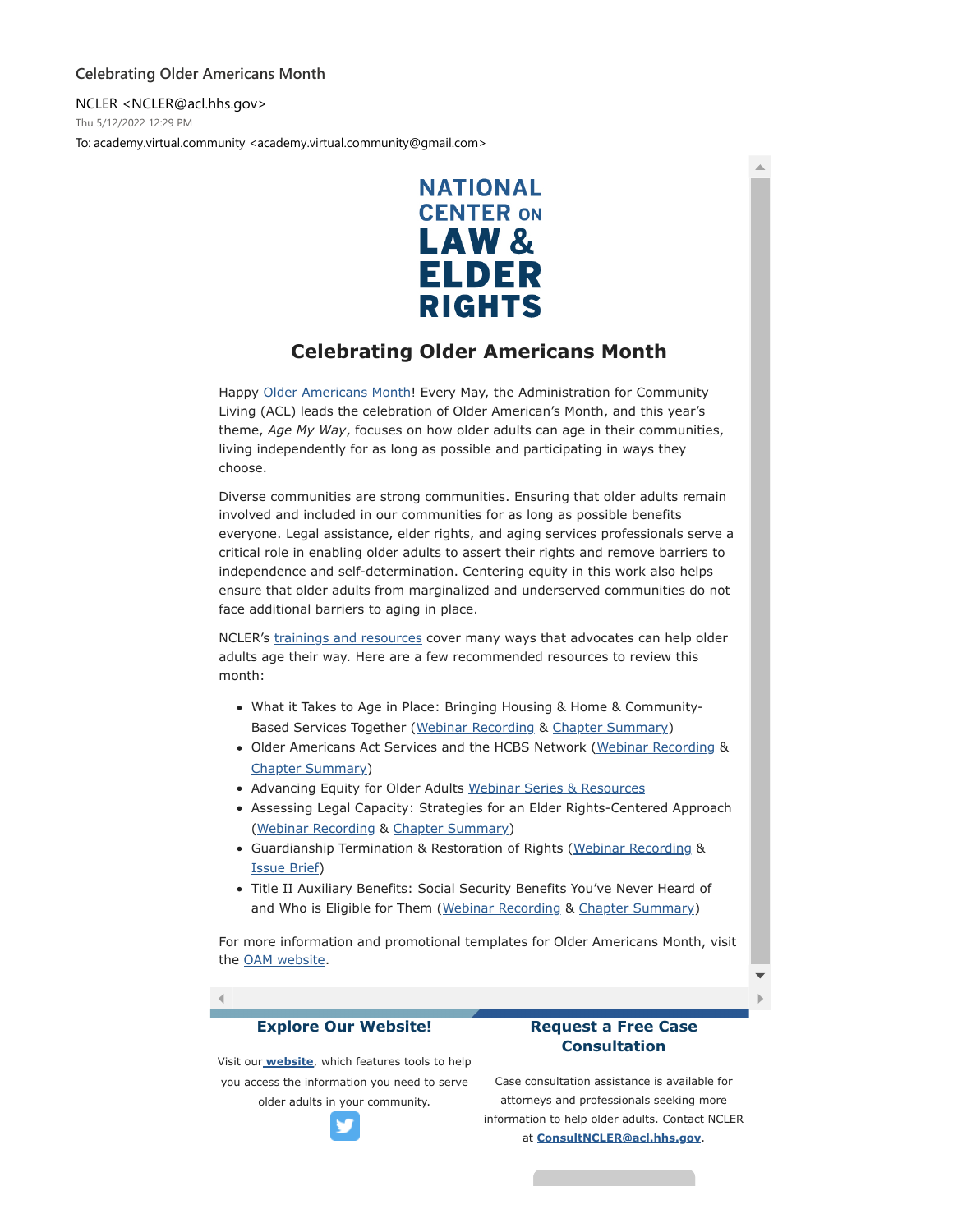Celebrating Older Americans Month

NCLER <NCLER@acl.hhs.gov>
Thu 5/12/2022 12:29 PM
To: academy.virtual.community <academy.virtual.community@gmail.com>

NATIONAL CENTER ON LAW & ELDER RIGHTS

# Celebrating Older Americans Month

Happy Older Americans Month! Every May, the Administration for Community Living (ACL) leads the celebration of Older American's Month, and this year's theme, *Age My Way*, focuses on how older adults can age in their communities, living independently for as long as possible and participating in ways they choose.

Diverse communities are strong communities. Ensuring that older adults remain involved and included in our communities for as long as possible benefits everyone. Legal assistance, elder rights, and aging services professionals serve a critical role in enabling older adults to assert their rights and remove barriers to independence and self-determination. Centering equity in this work also helps ensure that older adults from marginalized and underserved communities do not face additional barriers to aging in place.

NCLER's trainings and resources cover many ways that advocates can help older adults age their way. Here are a few recommended resources to review this month:

- What it Takes to Age in Place: Bringing Housing & Home & Community-Based Services Together (Webinar Recording & Chapter Summary)
- Older Americans Act Services and the HCBS Network (Webinar Recording & Chapter Summary)
- Advancing Equity for Older Adults Webinar Series & Resources
- Assessing Legal Capacity: Strategies for an Elder Rights-Centered Approach (Webinar Recording & Chapter Summary)
- Guardianship Termination & Restoration of Rights (Webinar Recording & Issue Brief)
- Title II Auxiliary Benefits: Social Security Benefits You've Never Heard of and Who is Eligible for Them (Webinar Recording & Chapter Summary)

For more information and promotional templates for Older Americans Month, visit the OAM website.

## Explore Our Website!

Visit our **website**, which features tools to help you access the information you need to serve older adults in your community.

## Request a Free Case Consultation

Case consultation assistance is available for attorneys and professionals seeking more information to help older adults. Contact NCLER at **ConsultNCLER@acl.hhs.gov**.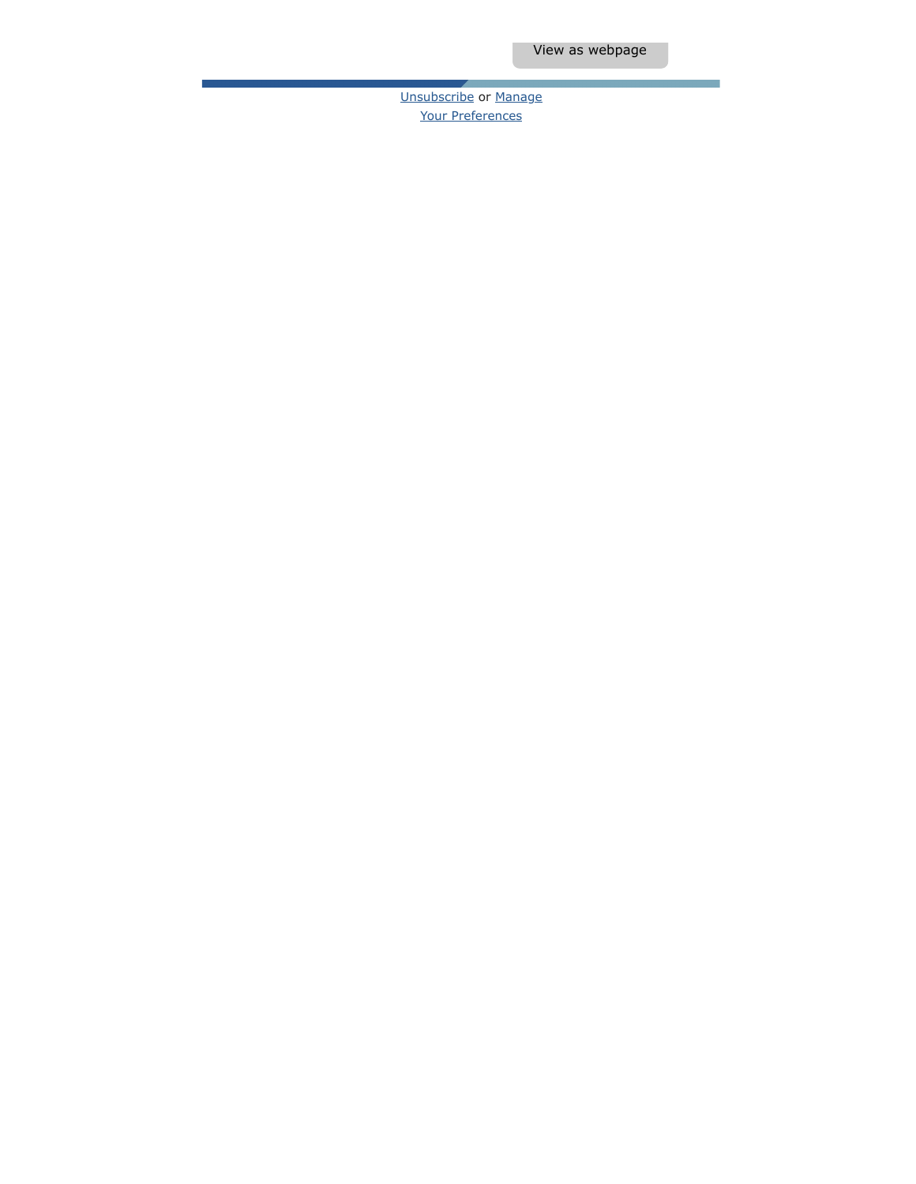View as webpage

Unsubscribe or Manage Your Preferences